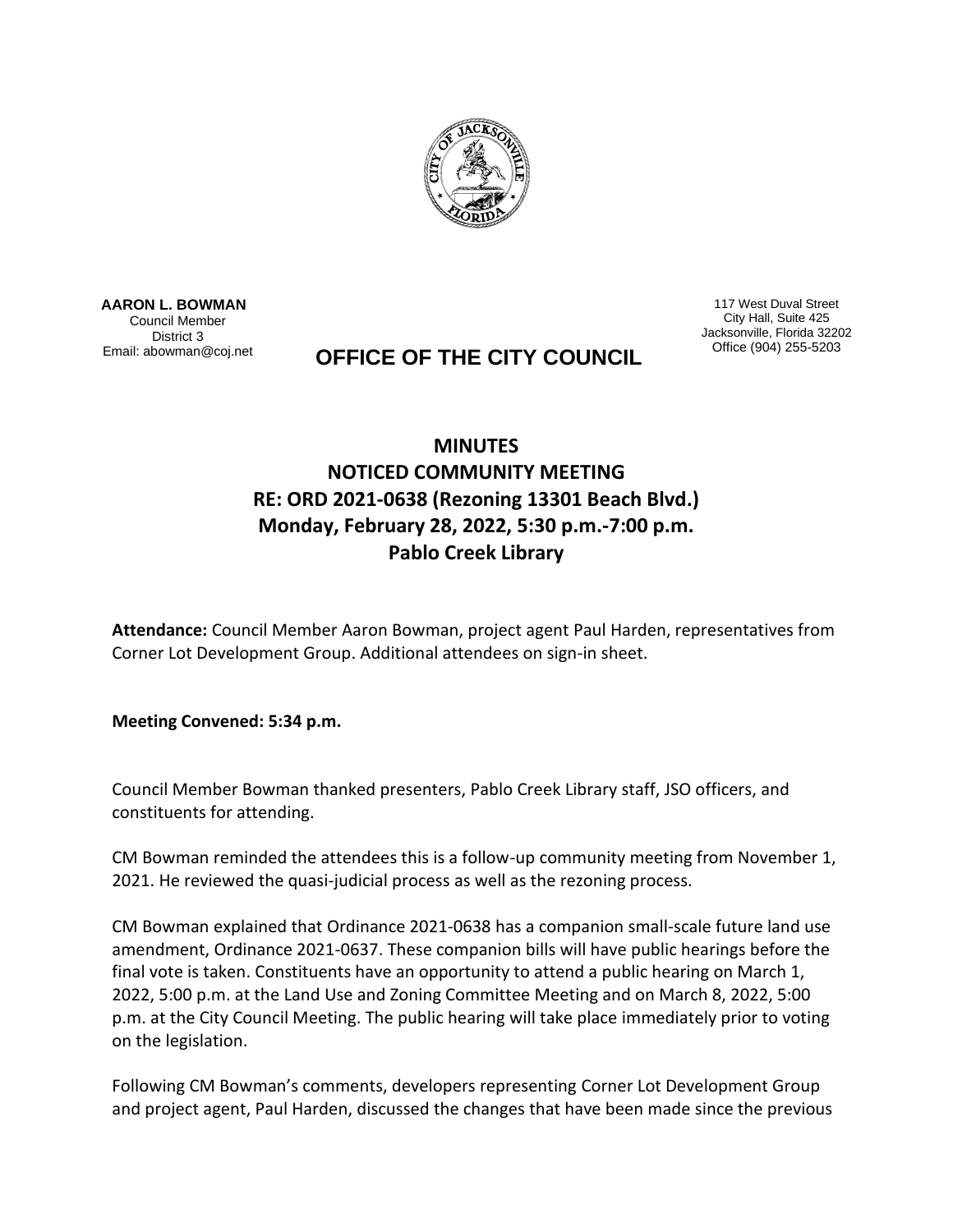**AARON L. BOWMAN**
Council Member
District 3
Email: abowman@coj.net

117 West Duval Street
City Hall, Suite 425
Jacksonville, Florida 32202
Office (904) 255-5203

## OFFICE OF THE CITY COUNCIL

# MINUTES
# NOTICED COMMUNITY MEETING
# RE: ORD 2021-0638 (Rezoning 13301 Beach Blvd.)
# Monday, February 28, 2022, 5:30 p.m.-7:00 p.m.
# Pablo Creek Library

**Attendance:** Council Member Aaron Bowman, project agent Paul Harden, representatives from Corner Lot Development Group. Additional attendees on sign-in sheet.

**Meeting Convened: 5:34 p.m.**

Council Member Bowman thanked presenters, Pablo Creek Library staff, JSO officers, and constituents for attending.

CM Bowman reminded the attendees this is a follow-up community meeting from November 1, 2021. He reviewed the quasi-judicial process as well as the rezoning process.

CM Bowman explained that Ordinance 2021-0638 has a companion small-scale future land use amendment, Ordinance 2021-0637. These companion bills will have public hearings before the final vote is taken. Constituents have an opportunity to attend a public hearing on March 1, 2022, 5:00 p.m. at the Land Use and Zoning Committee Meeting and on March 8, 2022, 5:00 p.m. at the City Council Meeting. The public hearing will take place immediately prior to voting on the legislation.

Following CM Bowman's comments, developers representing Corner Lot Development Group and project agent, Paul Harden, discussed the changes that have been made since the previous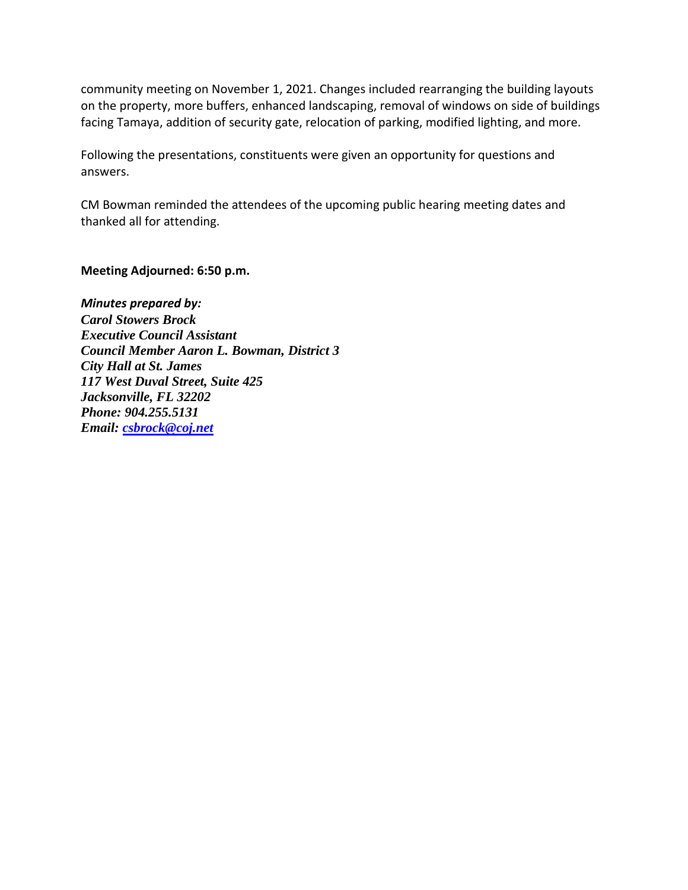community meeting on November 1, 2021. Changes included rearranging the building layouts on the property, more buffers, enhanced landscaping, removal of windows on side of buildings facing Tamaya, addition of security gate, relocation of parking, modified lighting, and more.

Following the presentations, constituents were given an opportunity for questions and answers.

CM Bowman reminded the attendees of the upcoming public hearing meeting dates and thanked all for attending.

**Meeting Adjourned: 6:50 p.m.**

***Minutes prepared by:***
***Carol Stowers Brock***
***Executive Council Assistant***
***Council Member Aaron L. Bowman, District 3***
***City Hall at St. James***
***117 West Duval Street, Suite 425***
***Jacksonville, FL 32202***
***Phone: 904.255.5131***
***Email: csbrock@coj.net***